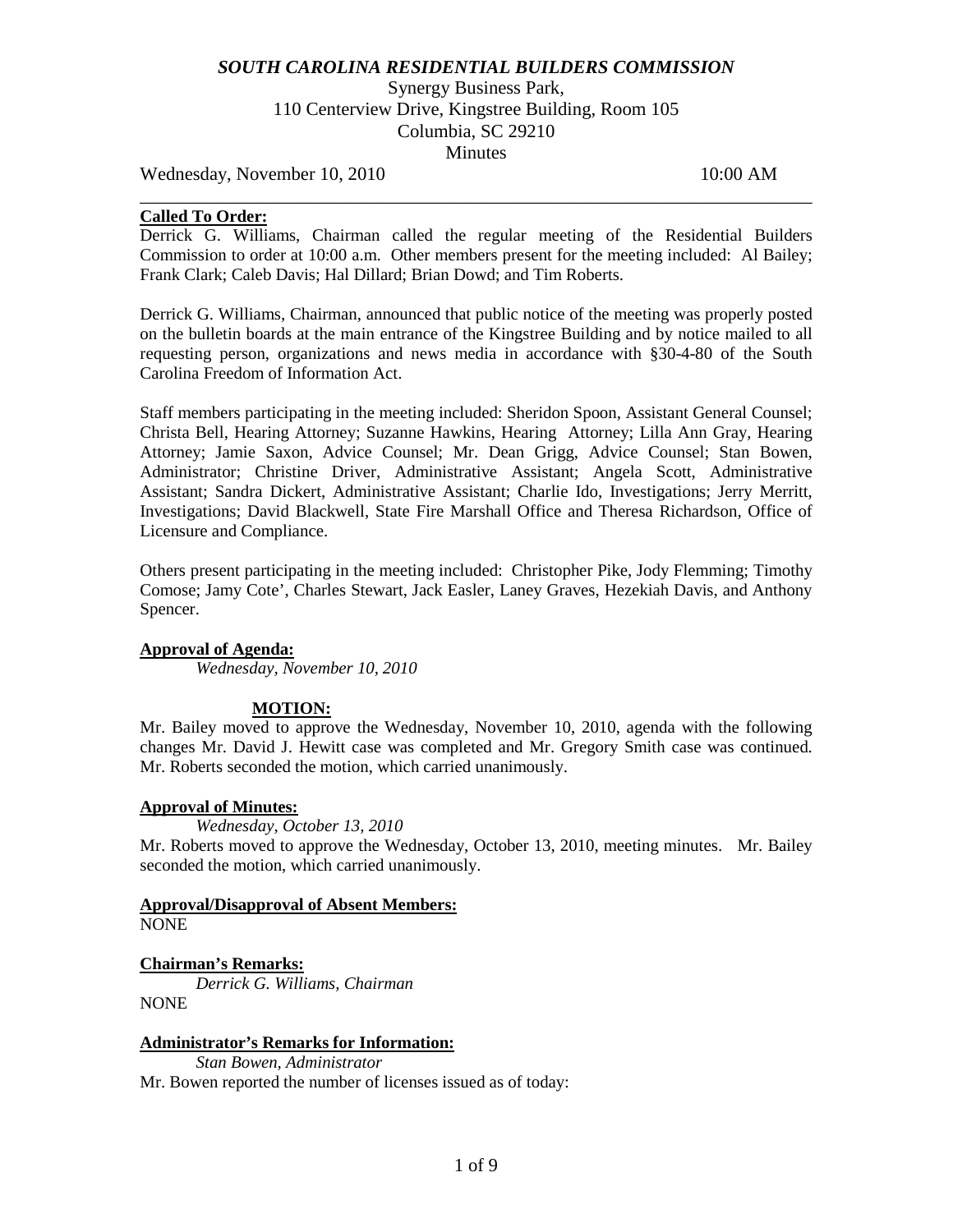# *SOUTH CAROLINA RESIDENTIAL BUILDERS COMMISSION*

Synergy Business Park,
110 Centerview Drive, Kingstree Building, Room 105
Columbia, SC 29210
Minutes

Wednesday, November 10, 2010 10:00 AM

---

**Called To Order:**

Derrick G. Williams, Chairman called the regular meeting of the Residential Builders Commission to order at 10:00 a.m. Other members present for the meeting included: Al Bailey; Frank Clark; Caleb Davis; Hal Dillard; Brian Dowd; and Tim Roberts.

Derrick G. Williams, Chairman, announced that public notice of the meeting was properly posted on the bulletin boards at the main entrance of the Kingstree Building and by notice mailed to all requesting person, organizations and news media in accordance with §30-4-80 of the South Carolina Freedom of Information Act.

Staff members participating in the meeting included: Sheridon Spoon, Assistant General Counsel; Christa Bell, Hearing Attorney; Suzanne Hawkins, Hearing Attorney; Lilla Ann Gray, Hearing Attorney; Jamie Saxon, Advice Counsel; Mr. Dean Grigg, Advice Counsel; Stan Bowen, Administrator; Christine Driver, Administrative Assistant; Angela Scott, Administrative Assistant; Sandra Dickert, Administrative Assistant; Charlie Ido, Investigations; Jerry Merritt, Investigations; David Blackwell, State Fire Marshall Office and Theresa Richardson, Office of Licensure and Compliance.

Others present participating in the meeting included: Christopher Pike, Jody Flemming; Timothy Comose; Jamy Cote', Charles Stewart, Jack Easler, Laney Graves, Hezekiah Davis, and Anthony Spencer.

**Approval of Agenda:**

*Wednesday, November 10, 2010*

**MOTION:**

Mr. Bailey moved to approve the Wednesday, November 10, 2010, agenda with the following changes Mr. David J. Hewitt case was completed and Mr. Gregory Smith case was continued. Mr. Roberts seconded the motion, which carried unanimously.

**Approval of Minutes:**

*Wednesday, October 13, 2010*

Mr. Roberts moved to approve the Wednesday, October 13, 2010, meeting minutes. Mr. Bailey seconded the motion, which carried unanimously.

**Approval/Disapproval of Absent Members:**

NONE

**Chairman's Remarks:**

*Derrick G. Williams, Chairman*

NONE

**Administrator's Remarks for Information:**

*Stan Bowen, Administrator*

Mr. Bowen reported the number of licenses issued as of today: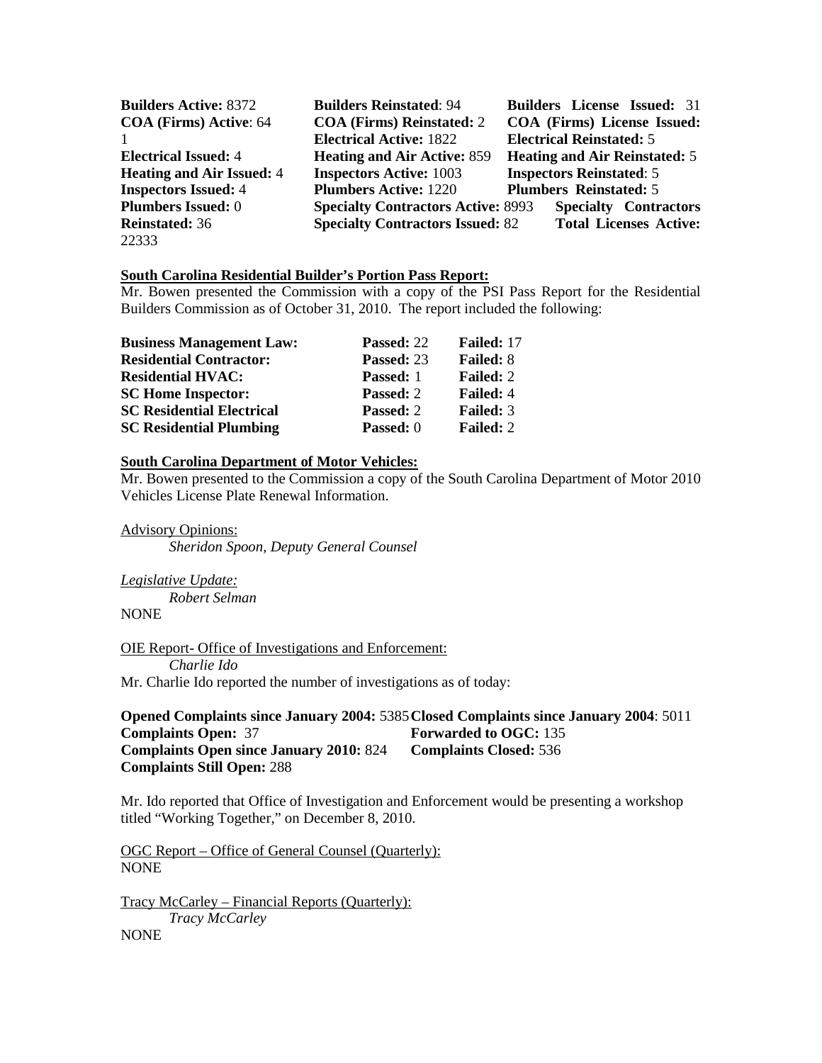**Builders Active:** 8372 **Builders Reinstated**: 94 **Builders License Issued:** 31 **COA (Firms) Active**: 64 **COA (Firms) Reinstated:** 2 **COA (Firms) License Issued:** 1 **Electrical Active:** 1822 **Electrical Reinstated:** 5 **Electrical Issued:** 4 **Heating and Air Active:** 859 **Heating and Air Reinstated:** 5 **Heating and Air Issued:** 4 **Inspectors Active:** 1003 **Inspectors Reinstated**: 5 **Inspectors Issued:** 4 **Plumbers Active:** 1220 **Plumbers Reinstated:** 5 **Plumbers Issued:** 0 **Specialty Contractors Active:** 8993 **Specialty Contractors Reinstated:** 36 **Specialty Contractors Issued:** 82 **Total Licenses Active:** 22333

**South Carolina Residential Builder's Portion Pass Report:**

Mr. Bowen presented the Commission with a copy of the PSI Pass Report for the Residential Builders Commission as of October 31, 2010. The report included the following:

| | | |
|---|---|---|
| **Business Management Law:** | **Passed:** 22 | **Failed:** 17 |
| **Residential Contractor:** | **Passed:** 23 | **Failed:** 8 |
| **Residential HVAC:** | **Passed:** 1 | **Failed:** 2 |
| **SC Home Inspector:** | **Passed:** 2 | **Failed:** 4 |
| **SC Residential Electrical** | **Passed:** 2 | **Failed:** 3 |
| **SC Residential Plumbing** | **Passed:** 0 | **Failed:** 2 |

**South Carolina Department of Motor Vehicles:**

Mr. Bowen presented to the Commission a copy of the South Carolina Department of Motor 2010 Vehicles License Plate Renewal Information.

Advisory Opinions:

*Sheridon Spoon, Deputy General Counsel*

*Legislative Update:*

*Robert Selman*

NONE

OIE Report- Office of Investigations and Enforcement:

*Charlie Ido*

Mr. Charlie Ido reported the number of investigations as of today:

**Opened Complaints since January 2004:** 5385 **Closed Complaints since January 2004**: 5011
**Complaints Open:** 37 **Forwarded to OGC:** 135
**Complaints Open since January 2010:** 824 **Complaints Closed:** 536
**Complaints Still Open:** 288

Mr. Ido reported that Office of Investigation and Enforcement would be presenting a workshop titled "Working Together," on December 8, 2010.

OGC Report – Office of General Counsel (Quarterly):

NONE

Tracy McCarley – Financial Reports (Quarterly):

*Tracy McCarley*

NONE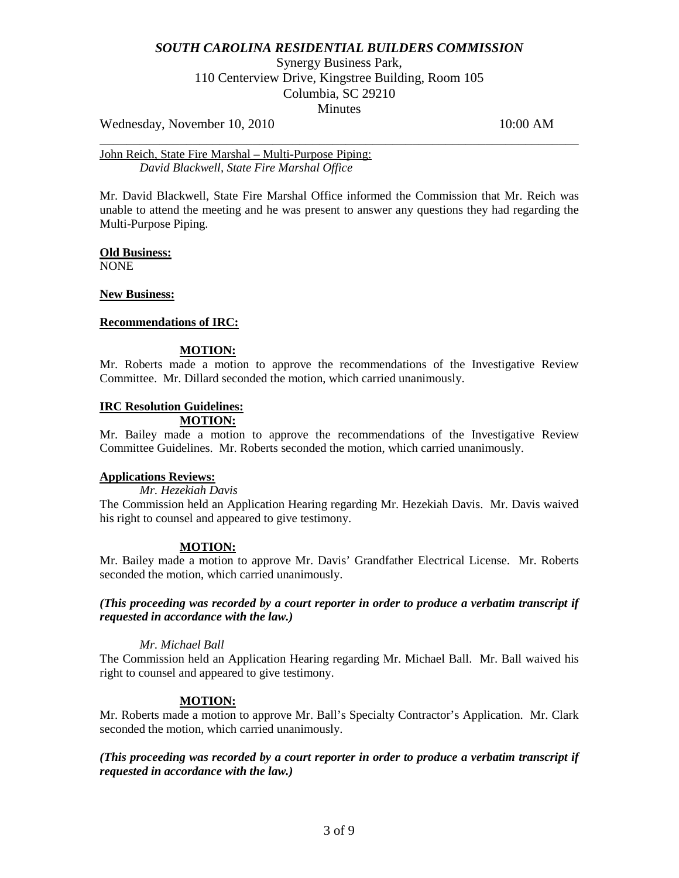John Reich, State Fire Marshal – Multi-Purpose Piping:
*David Blackwell, State Fire Marshal Office*

Mr. David Blackwell, State Fire Marshal Office informed the Commission that Mr. Reich was unable to attend the meeting and he was present to answer any questions they had regarding the Multi-Purpose Piping.

**Old Business:**
NONE

**New Business:**

**Recommendations of IRC:**

**MOTION:**
Mr. Roberts made a motion to approve the recommendations of the Investigative Review Committee. Mr. Dillard seconded the motion, which carried unanimously.

**IRC Resolution Guidelines:**

**MOTION:**
Mr. Bailey made a motion to approve the recommendations of the Investigative Review Committee Guidelines. Mr. Roberts seconded the motion, which carried unanimously.

**Applications Reviews:**

*Mr. Hezekiah Davis*

The Commission held an Application Hearing regarding Mr. Hezekiah Davis. Mr. Davis waived his right to counsel and appeared to give testimony.

**MOTION:**
Mr. Bailey made a motion to approve Mr. Davis' Grandfather Electrical License. Mr. Roberts seconded the motion, which carried unanimously.

***(This proceeding was recorded by a court reporter in order to produce a verbatim transcript if requested in accordance with the law.)***

*Mr. Michael Ball*

The Commission held an Application Hearing regarding Mr. Michael Ball. Mr. Ball waived his right to counsel and appeared to give testimony.

**MOTION:**
Mr. Roberts made a motion to approve Mr. Ball's Specialty Contractor's Application. Mr. Clark seconded the motion, which carried unanimously.

***(This proceeding was recorded by a court reporter in order to produce a verbatim transcript if requested in accordance with the law.)***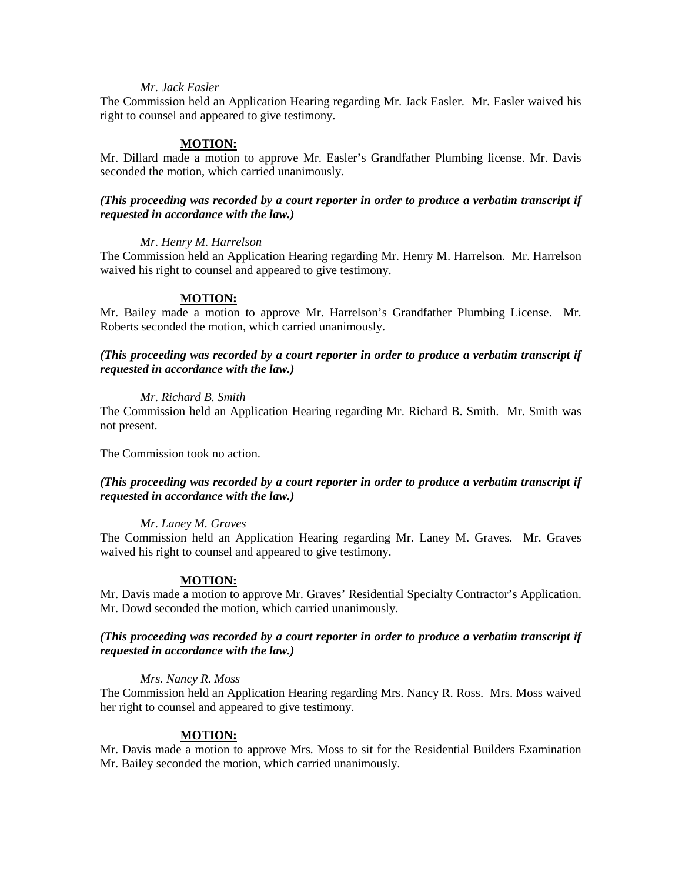*Mr. Jack Easler*

The Commission held an Application Hearing regarding Mr. Jack Easler. Mr. Easler waived his right to counsel and appeared to give testimony.

**MOTION:**

Mr. Dillard made a motion to approve Mr. Easler's Grandfather Plumbing license. Mr. Davis seconded the motion, which carried unanimously.

***(This proceeding was recorded by a court reporter in order to produce a verbatim transcript if requested in accordance with the law.)***

*Mr. Henry M. Harrelson*

The Commission held an Application Hearing regarding Mr. Henry M. Harrelson. Mr. Harrelson waived his right to counsel and appeared to give testimony.

**MOTION:**

Mr. Bailey made a motion to approve Mr. Harrelson's Grandfather Plumbing License. Mr. Roberts seconded the motion, which carried unanimously.

***(This proceeding was recorded by a court reporter in order to produce a verbatim transcript if requested in accordance with the law.)***

*Mr. Richard B. Smith*

The Commission held an Application Hearing regarding Mr. Richard B. Smith. Mr. Smith was not present.

The Commission took no action.

***(This proceeding was recorded by a court reporter in order to produce a verbatim transcript if requested in accordance with the law.)***

*Mr. Laney M. Graves*

The Commission held an Application Hearing regarding Mr. Laney M. Graves. Mr. Graves waived his right to counsel and appeared to give testimony.

**MOTION:**

Mr. Davis made a motion to approve Mr. Graves' Residential Specialty Contractor's Application. Mr. Dowd seconded the motion, which carried unanimously.

***(This proceeding was recorded by a court reporter in order to produce a verbatim transcript if requested in accordance with the law.)***

*Mrs. Nancy R. Moss*

The Commission held an Application Hearing regarding Mrs. Nancy R. Ross. Mrs. Moss waived her right to counsel and appeared to give testimony.

**MOTION:**

Mr. Davis made a motion to approve Mrs. Moss to sit for the Residential Builders Examination Mr. Bailey seconded the motion, which carried unanimously.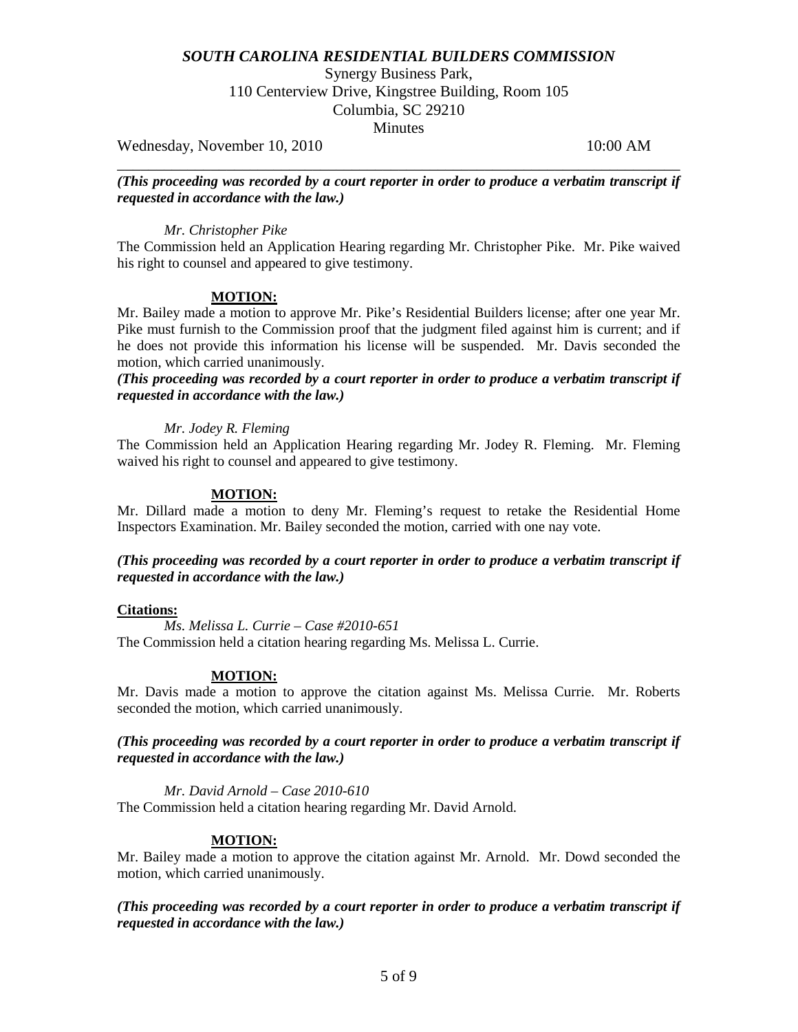***SOUTH CAROLINA RESIDENTIAL BUILDERS COMMISSION***

Synergy Business Park,
110 Centerview Drive, Kingstree Building, Room 105
Columbia, SC 29210
Minutes

Wednesday, November 10, 2010 10:00 AM

***(This proceeding was recorded by a court reporter in order to produce a verbatim transcript if requested in accordance with the law.)***

*Mr. Christopher Pike*

The Commission held an Application Hearing regarding Mr. Christopher Pike. Mr. Pike waived his right to counsel and appeared to give testimony.

**MOTION:**

Mr. Bailey made a motion to approve Mr. Pike's Residential Builders license; after one year Mr. Pike must furnish to the Commission proof that the judgment filed against him is current; and if he does not provide this information his license will be suspended. Mr. Davis seconded the motion, which carried unanimously.

***(This proceeding was recorded by a court reporter in order to produce a verbatim transcript if requested in accordance with the law.)***

*Mr. Jodey R. Fleming*

The Commission held an Application Hearing regarding Mr. Jodey R. Fleming. Mr. Fleming waived his right to counsel and appeared to give testimony.

**MOTION:**

Mr. Dillard made a motion to deny Mr. Fleming's request to retake the Residential Home Inspectors Examination. Mr. Bailey seconded the motion, carried with one nay vote.

***(This proceeding was recorded by a court reporter in order to produce a verbatim transcript if requested in accordance with the law.)***

**Citations:**

*Ms. Melissa L. Currie – Case #2010-651*

The Commission held a citation hearing regarding Ms. Melissa L. Currie.

**MOTION:**

Mr. Davis made a motion to approve the citation against Ms. Melissa Currie. Mr. Roberts seconded the motion, which carried unanimously.

***(This proceeding was recorded by a court reporter in order to produce a verbatim transcript if requested in accordance with the law.)***

*Mr. David Arnold – Case 2010-610*

The Commission held a citation hearing regarding Mr. David Arnold.

**MOTION:**

Mr. Bailey made a motion to approve the citation against Mr. Arnold. Mr. Dowd seconded the motion, which carried unanimously.

***(This proceeding was recorded by a court reporter in order to produce a verbatim transcript if requested in accordance with the law.)***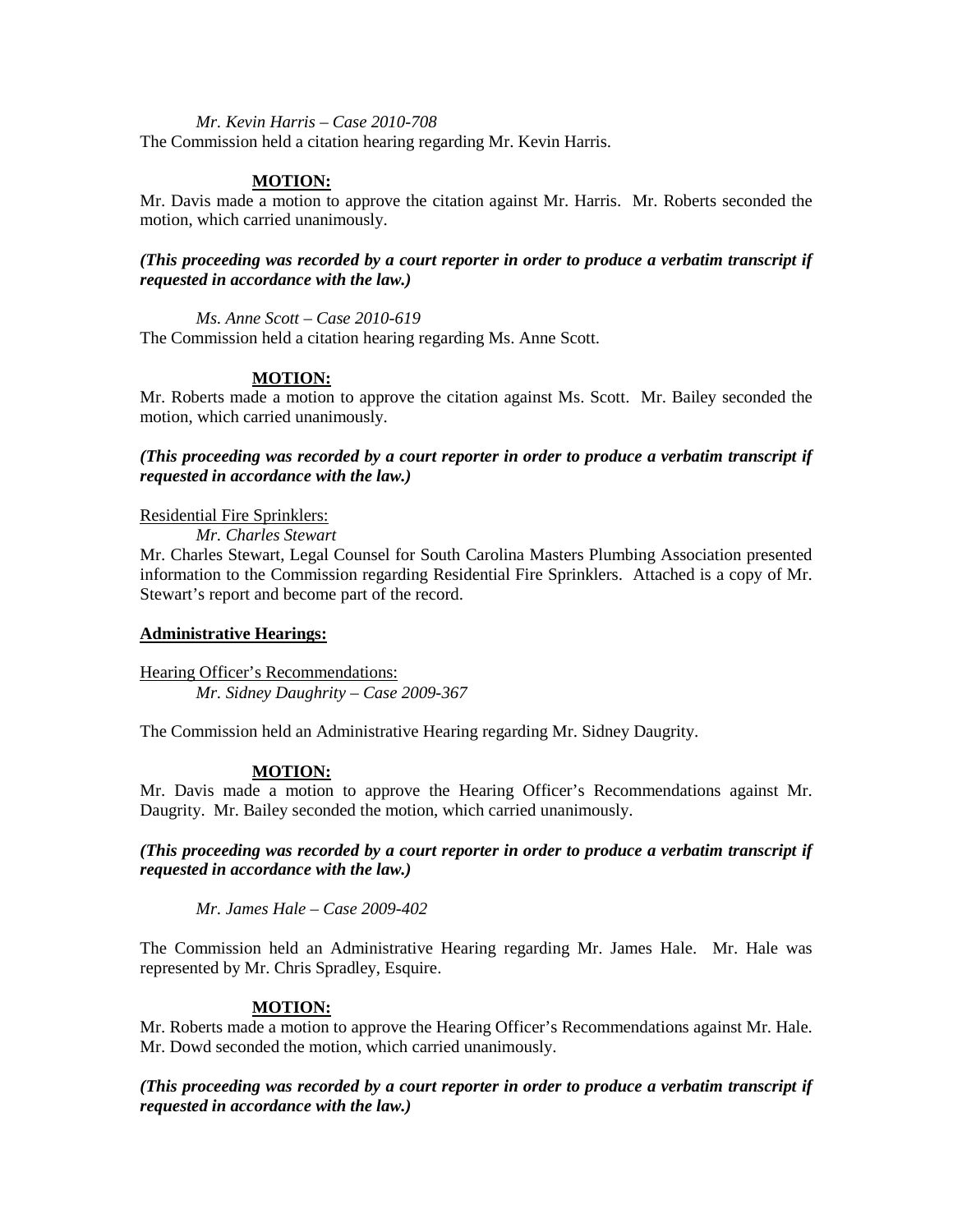*Mr. Kevin Harris – Case 2010-708*

The Commission held a citation hearing regarding Mr. Kevin Harris.

**MOTION:**

Mr. Davis made a motion to approve the citation against Mr. Harris. Mr. Roberts seconded the motion, which carried unanimously.

***(This proceeding was recorded by a court reporter in order to produce a verbatim transcript if requested in accordance with the law.)***

*Ms. Anne Scott – Case 2010-619*

The Commission held a citation hearing regarding Ms. Anne Scott.

**MOTION:**

Mr. Roberts made a motion to approve the citation against Ms. Scott. Mr. Bailey seconded the motion, which carried unanimously.

***(This proceeding was recorded by a court reporter in order to produce a verbatim transcript if requested in accordance with the law.)***

Residential Fire Sprinklers:

*Mr. Charles Stewart*

Mr. Charles Stewart, Legal Counsel for South Carolina Masters Plumbing Association presented information to the Commission regarding Residential Fire Sprinklers. Attached is a copy of Mr. Stewart's report and become part of the record.

**Administrative Hearings:**

Hearing Officer's Recommendations:

*Mr. Sidney Daughrity – Case 2009-367*

The Commission held an Administrative Hearing regarding Mr. Sidney Daugrity.

**MOTION:**

Mr. Davis made a motion to approve the Hearing Officer's Recommendations against Mr. Daugrity. Mr. Bailey seconded the motion, which carried unanimously.

***(This proceeding was recorded by a court reporter in order to produce a verbatim transcript if requested in accordance with the law.)***

*Mr. James Hale – Case 2009-402*

The Commission held an Administrative Hearing regarding Mr. James Hale. Mr. Hale was represented by Mr. Chris Spradley, Esquire.

**MOTION:**

Mr. Roberts made a motion to approve the Hearing Officer's Recommendations against Mr. Hale. Mr. Dowd seconded the motion, which carried unanimously.

***(This proceeding was recorded by a court reporter in order to produce a verbatim transcript if requested in accordance with the law.)***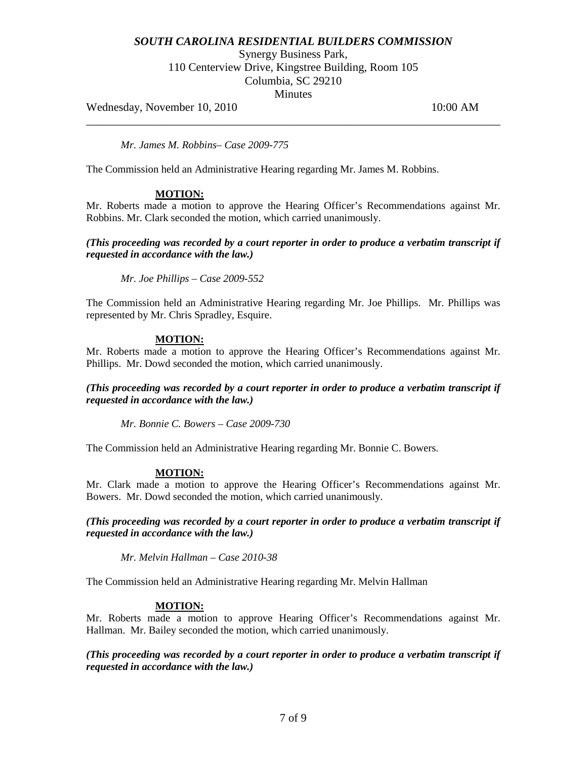*Mr. James M. Robbins– Case 2009-775*

The Commission held an Administrative Hearing regarding Mr. James M. Robbins.

**MOTION:**

Mr. Roberts made a motion to approve the Hearing Officer's Recommendations against Mr. Robbins. Mr. Clark seconded the motion, which carried unanimously.

***(This proceeding was recorded by a court reporter in order to produce a verbatim transcript if requested in accordance with the law.)***

*Mr. Joe Phillips – Case 2009-552*

The Commission held an Administrative Hearing regarding Mr. Joe Phillips. Mr. Phillips was represented by Mr. Chris Spradley, Esquire.

**MOTION:**

Mr. Roberts made a motion to approve the Hearing Officer's Recommendations against Mr. Phillips. Mr. Dowd seconded the motion, which carried unanimously.

***(This proceeding was recorded by a court reporter in order to produce a verbatim transcript if requested in accordance with the law.)***

*Mr. Bonnie C. Bowers – Case 2009-730*

The Commission held an Administrative Hearing regarding Mr. Bonnie C. Bowers.

**MOTION:**

Mr. Clark made a motion to approve the Hearing Officer's Recommendations against Mr. Bowers. Mr. Dowd seconded the motion, which carried unanimously.

***(This proceeding was recorded by a court reporter in order to produce a verbatim transcript if requested in accordance with the law.)***

*Mr. Melvin Hallman – Case 2010-38*

The Commission held an Administrative Hearing regarding Mr. Melvin Hallman

**MOTION:**

Mr. Roberts made a motion to approve Hearing Officer's Recommendations against Mr. Hallman. Mr. Bailey seconded the motion, which carried unanimously.

***(This proceeding was recorded by a court reporter in order to produce a verbatim transcript if requested in accordance with the law.)***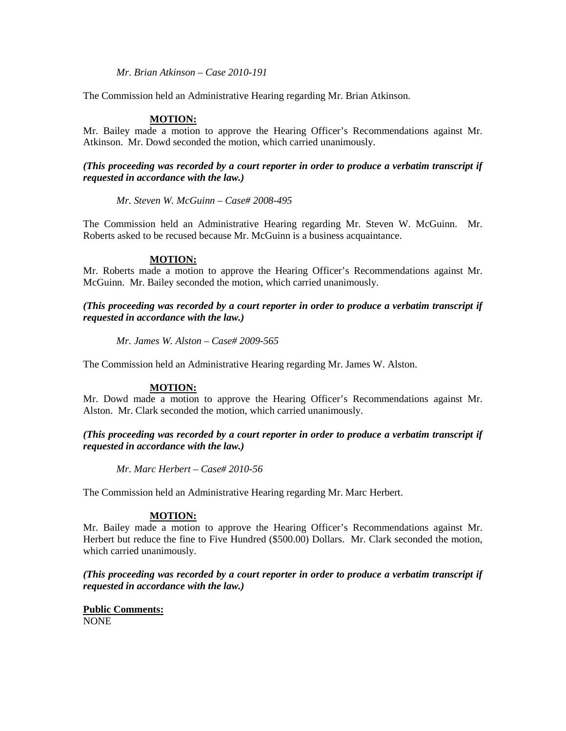*Mr. Brian Atkinson – Case 2010-191*

The Commission held an Administrative Hearing regarding Mr. Brian Atkinson.

**MOTION:**

Mr. Bailey made a motion to approve the Hearing Officer's Recommendations against Mr. Atkinson. Mr. Dowd seconded the motion, which carried unanimously.

***(This proceeding was recorded by a court reporter in order to produce a verbatim transcript if requested in accordance with the law.)***

*Mr. Steven W. McGuinn – Case# 2008-495*

The Commission held an Administrative Hearing regarding Mr. Steven W. McGuinn. Mr. Roberts asked to be recused because Mr. McGuinn is a business acquaintance.

**MOTION:**

Mr. Roberts made a motion to approve the Hearing Officer's Recommendations against Mr. McGuinn. Mr. Bailey seconded the motion, which carried unanimously.

***(This proceeding was recorded by a court reporter in order to produce a verbatim transcript if requested in accordance with the law.)***

*Mr. James W. Alston – Case# 2009-565*

The Commission held an Administrative Hearing regarding Mr. James W. Alston.

**MOTION:**

Mr. Dowd made a motion to approve the Hearing Officer's Recommendations against Mr. Alston. Mr. Clark seconded the motion, which carried unanimously.

***(This proceeding was recorded by a court reporter in order to produce a verbatim transcript if requested in accordance with the law.)***

*Mr. Marc Herbert – Case# 2010-56*

The Commission held an Administrative Hearing regarding Mr. Marc Herbert.

**MOTION:**

Mr. Bailey made a motion to approve the Hearing Officer's Recommendations against Mr. Herbert but reduce the fine to Five Hundred ($500.00) Dollars. Mr. Clark seconded the motion, which carried unanimously.

***(This proceeding was recorded by a court reporter in order to produce a verbatim transcript if requested in accordance with the law.)***

**Public Comments:**

NONE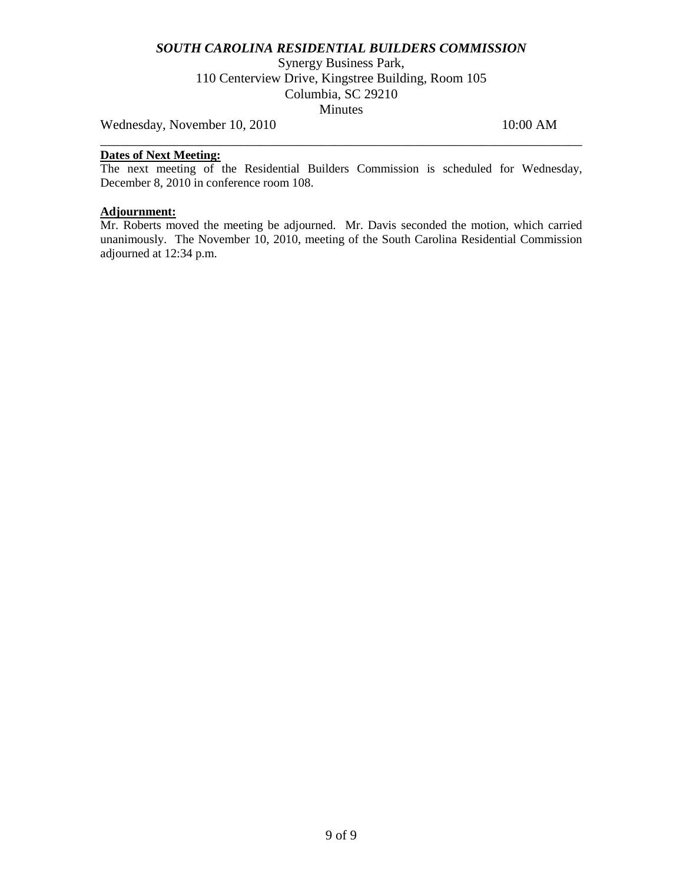**Dates of Next Meeting:**

The next meeting of the Residential Builders Commission is scheduled for Wednesday, December 8, 2010 in conference room 108.

**Adjournment:**

Mr. Roberts moved the meeting be adjourned. Mr. Davis seconded the motion, which carried unanimously. The November 10, 2010, meeting of the South Carolina Residential Commission adjourned at 12:34 p.m.